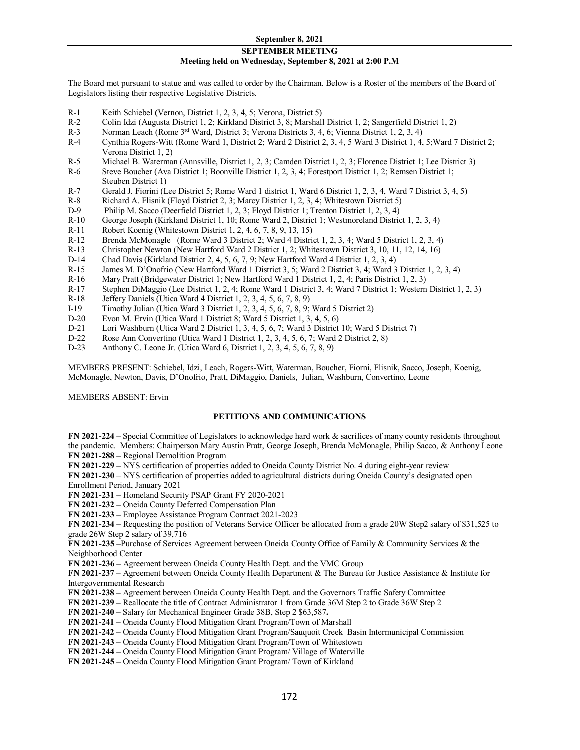## SEPTEMBER MEETING

### Meeting held on Wednesday, September 8, 2021 at 2:00 P.M

The Board met pursuant to statue and was called to order by the Chairman. Below is a Roster of the members of the Board of Legislators listing their respective Legislative Districts.

- R-1 Keith Schiebel (Vernon, District 1, 2, 3, 4, 5; Verona, District 5)
- R-2 Colin Idzi (Augusta District 1, 2; Kirkland District 3, 8; Marshall District 1, 2; Sangerfield District 1, 2)
- R-3 Norman Leach (Rome 3rd Ward, District 3; Verona Districts 3, 4, 6; Vienna District 1, 2, 3, 4)
- R-4 Cynthia Rogers-Witt (Rome Ward 1, District 2; Ward 2 District 2, 3, 4, 5 Ward 3 District 1, 4, 5;Ward 7 District 2; Verona District 1, 2)
- R-5 Michael B. Waterman (Annsville, District 1, 2, 3; Camden District 1, 2, 3; Florence District 1; Lee District 3)
- R-6 Steve Boucher (Ava District 1; Boonville District 1, 2, 3, 4; Forestport District 1, 2; Remsen District 1; Steuben District 1)
- R-7 Gerald J. Fiorini (Lee District 5; Rome Ward 1 district 1, Ward 6 District 1, 2, 3, 4, Ward 7 District 3, 4, 5)
- R-8 Richard A. Flisnik (Floyd District 2, 3; Marcy District 1, 2, 3, 4; Whitestown District 5)
- D-9 Philip M. Sacco (Deerfield District 1, 2, 3; Floyd District 1; Trenton District 1, 2, 3, 4)
- R-10 George Joseph (Kirkland District 1, 10; Rome Ward 2, District 1; Westmoreland District 1, 2, 3, 4)
- R-11 Robert Koenig (Whitestown District 1, 2, 4, 6, 7, 8, 9, 13, 15)
- R-12 Brenda McMonagle (Rome Ward 3 District 2; Ward 4 District 1, 2, 3, 4; Ward 5 District 1, 2, 3, 4)
- R-13 Christopher Newton (New Hartford Ward 2 District 1, 2; Whitestown District 3, 10, 11, 12, 14, 16)
- D-14 Chad Davis (Kirkland District 2, 4, 5, 6, 7, 9; New Hartford Ward 4 District 1, 2, 3, 4)
- R-15 James M. D'Onofrio (New Hartford Ward 1 District 3, 5; Ward 2 District 3, 4; Ward 3 District 1, 2, 3, 4)
- R-16 Mary Pratt (Bridgewater District 1; New Hartford Ward 1 District 1, 2, 4; Paris District 1, 2, 3)
- R-17 Stephen DiMaggio (Lee District 1, 2, 4; Rome Ward 1 District 3, 4; Ward 7 District 1; Western District 1, 2, 3)
- R-18 Jeffery Daniels (Utica Ward 4 District 1, 2, 3, 4, 5, 6, 7, 8, 9)
- I-19 Timothy Julian (Utica Ward 3 District 1, 2, 3, 4, 5, 6, 7, 8, 9; Ward 5 District 2)
- D-20 Evon M. Ervin (Utica Ward 1 District 8; Ward 5 District 1, 3, 4, 5, 6)
- D-21 Lori Washburn (Utica Ward 2 District 1, 3, 4, 5, 6, 7; Ward 3 District 10; Ward 5 District 7)
- D-22 Rose Ann Convertino (Utica Ward 1 District 1, 2, 3, 4, 5, 6, 7; Ward 2 District 2, 8)
- D-23 Anthony C. Leone Jr. (Utica Ward 6, District 1, 2, 3, 4, 5, 6, 7, 8, 9)

MEMBERS PRESENT: Schiebel, Idzi, Leach, Rogers-Witt, Waterman, Boucher, Fiorni, Flisnik, Sacco, Joseph, Koenig, McMonagle, Newton, Davis, D'Onofrio, Pratt, DiMaggio, Daniels, Julian, Washburn, Convertino, Leone

MEMBERS ABSENT: Ervin

### PETITIONS AND COMMUNICATIONS

**FN 2021-224** – Special Committee of Legislators to acknowledge hard work & sacrifices of many county residents throughout the pandemic. Members: Chairperson Mary Austin Pratt, George Joseph, Brenda McMonagle, Philip Sacco, & Anthony Leone
**FN 2021-288 –** Regional Demolition Program
**FN 2021-229 –** NYS certification of properties added to Oneida County District No. 4 during eight-year review
**FN 2021-230** – NYS certification of properties added to agricultural districts during Oneida County's designated open Enrollment Period, January 2021
**FN 2021-231 –** Homeland Security PSAP Grant FY 2020-2021
**FN 2021-232 –** Oneida County Deferred Compensation Plan
**FN 2021-233 –** Employee Assistance Program Contract 2021-2023
**FN 2021-234 –** Requesting the position of Veterans Service Officer be allocated from a grade 20W Step2 salary of $31,525 to grade 26W Step 2 salary of 39,716
**FN 2021-235 –**Purchase of Services Agreement between Oneida County Office of Family & Community Services & the Neighborhood Center
**FN 2021-236 –** Agreement between Oneida County Health Dept. and the VMC Group
**FN 2021-237** – Agreement between Oneida County Health Department & The Bureau for Justice Assistance & Institute for Intergovernmental Research
**FN 2021-238 –** Agreement between Oneida County Health Dept. and the Governors Traffic Safety Committee
**FN 2021-239 –** Reallocate the title of Contract Administrator 1 from Grade 36M Step 2 to Grade 36W Step 2
**FN 2021-240 –** Salary for Mechanical Engineer Grade 38B, Step 2 $63,587**.**
**FN 2021-241 –** Oneida County Flood Mitigation Grant Program/Town of Marshall
**FN 2021-242 –** Oneida County Flood Mitigation Grant Program/Sauquoit Creek Basin Intermunicipal Commission
**FN 2021-243 –** Oneida County Flood Mitigation Grant Program/Town of Whitestown
**FN 2021-244 –** Oneida County Flood Mitigation Grant Program/ Village of Waterville
**FN 2021-245 –** Oneida County Flood Mitigation Grant Program/ Town of Kirkland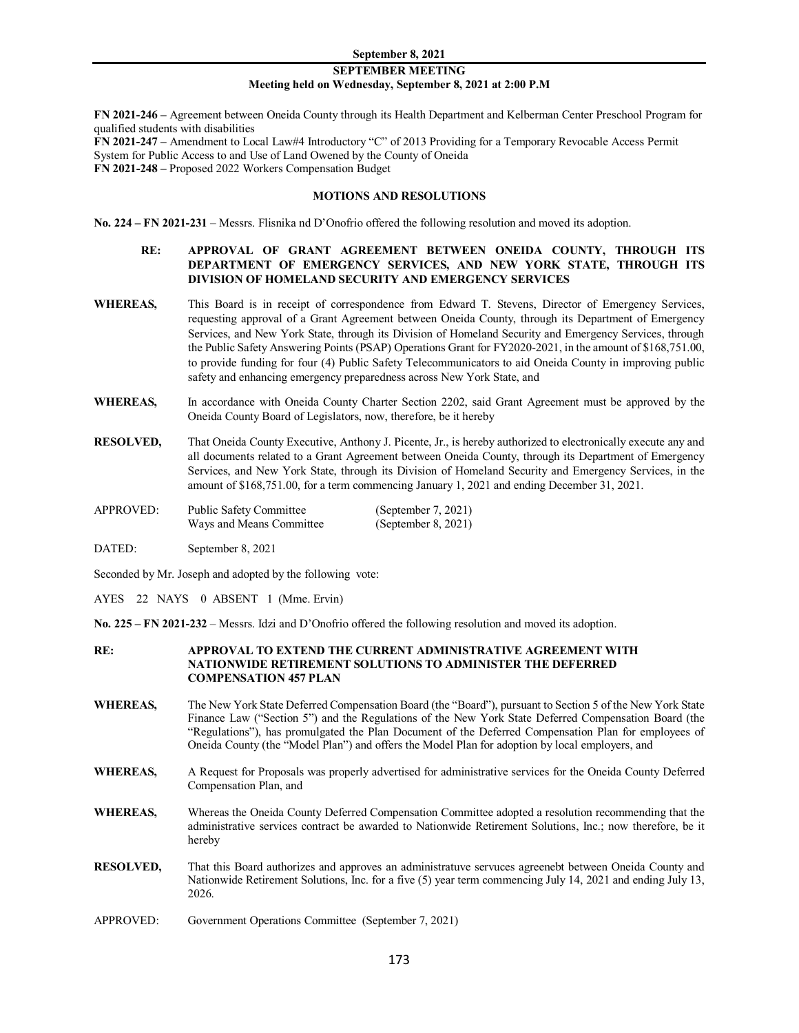**FN 2021-246 –** Agreement between Oneida County through its Health Department and Kelberman Center Preschool Program for qualified students with disabilities
**FN 2021-247 –** Amendment to Local Law#4 Introductory "C" of 2013 Providing for a Temporary Revocable Access Permit System for Public Access to and Use of Land Owened by the County of Oneida
**FN 2021-248 –** Proposed 2022 Workers Compensation Budget

## MOTIONS AND RESOLUTIONS

**No. 224 – FN 2021-231** – Messrs. Flisnika nd D'Onofrio offered the following resolution and moved its adoption.

**RE: APPROVAL OF GRANT AGREEMENT BETWEEN ONEIDA COUNTY, THROUGH ITS DEPARTMENT OF EMERGENCY SERVICES, AND NEW YORK STATE, THROUGH ITS DIVISION OF HOMELAND SECURITY AND EMERGENCY SERVICES**

**WHEREAS,** This Board is in receipt of correspondence from Edward T. Stevens, Director of Emergency Services, requesting approval of a Grant Agreement between Oneida County, through its Department of Emergency Services, and New York State, through its Division of Homeland Security and Emergency Services, through the Public Safety Answering Points (PSAP) Operations Grant for FY2020-2021, in the amount of $168,751.00, to provide funding for four (4) Public Safety Telecommunicators to aid Oneida County in improving public safety and enhancing emergency preparedness across New York State, and

**WHEREAS,** In accordance with Oneida County Charter Section 2202, said Grant Agreement must be approved by the Oneida County Board of Legislators, now, therefore, be it hereby

**RESOLVED,** That Oneida County Executive, Anthony J. Picente, Jr., is hereby authorized to electronically execute any and all documents related to a Grant Agreement between Oneida County, through its Department of Emergency Services, and New York State, through its Division of Homeland Security and Emergency Services, in the amount of $168,751.00, for a term commencing January 1, 2021 and ending December 31, 2021.

APPROVED: Public Safety Committee (September 7, 2021)
Ways and Means Committee (September 8, 2021)

DATED: September 8, 2021

Seconded by Mr. Joseph and adopted by the following vote:

AYES 22 NAYS 0 ABSENT 1 (Mme. Ervin)

**No. 225 – FN 2021-232** – Messrs. Idzi and D'Onofrio offered the following resolution and moved its adoption.

**RE: APPROVAL TO EXTEND THE CURRENT ADMINISTRATIVE AGREEMENT WITH NATIONWIDE RETIREMENT SOLUTIONS TO ADMINISTER THE DEFERRED COMPENSATION 457 PLAN**

**WHEREAS,** The New York State Deferred Compensation Board (the "Board"), pursuant to Section 5 of the New York State Finance Law ("Section 5") and the Regulations of the New York State Deferred Compensation Board (the "Regulations"), has promulgated the Plan Document of the Deferred Compensation Plan for employees of Oneida County (the "Model Plan") and offers the Model Plan for adoption by local employers, and

**WHEREAS,** A Request for Proposals was properly advertised for administrative services for the Oneida County Deferred Compensation Plan, and

**WHEREAS,** Whereas the Oneida County Deferred Compensation Committee adopted a resolution recommending that the administrative services contract be awarded to Nationwide Retirement Solutions, Inc.; now therefore, be it hereby

**RESOLVED,** That this Board authorizes and approves an administratuve servuces agreenebt between Oneida County and Nationwide Retirement Solutions, Inc. for a five (5) year term commencing July 14, 2021 and ending July 13, 2026.

APPROVED: Government Operations Committee (September 7, 2021)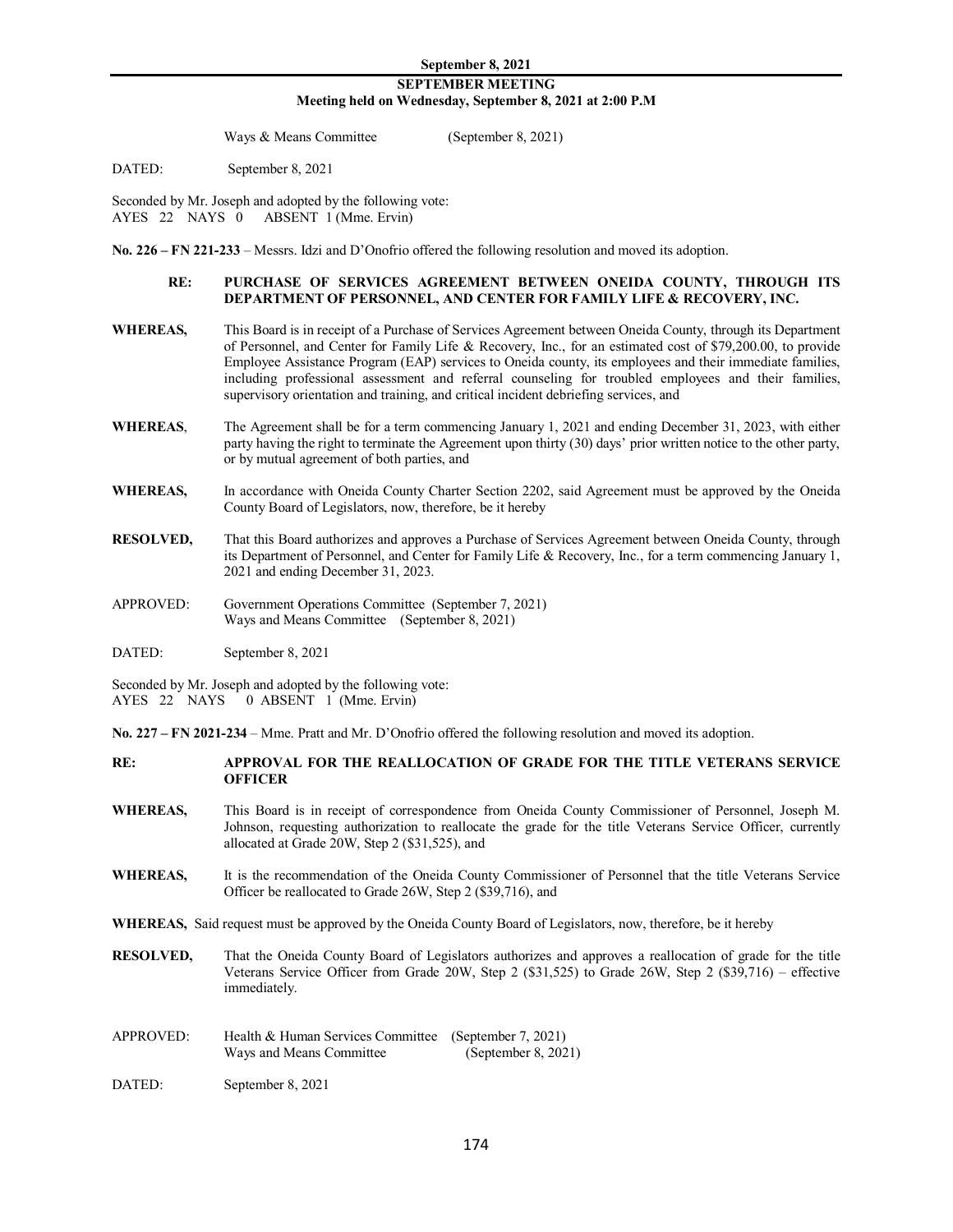Ways & Means Committee (September 8, 2021)

DATED: September 8, 2021

Seconded by Mr. Joseph and adopted by the following vote:
AYES 22 NAYS 0 ABSENT 1 (Mme. Ervin)

**No. 226 – FN 221-233** – Messrs. Idzi and D'Onofrio offered the following resolution and moved its adoption.

**RE: PURCHASE OF SERVICES AGREEMENT BETWEEN ONEIDA COUNTY, THROUGH ITS DEPARTMENT OF PERSONNEL, AND CENTER FOR FAMILY LIFE & RECOVERY, INC.**

**WHEREAS,** This Board is in receipt of a Purchase of Services Agreement between Oneida County, through its Department of Personnel, and Center for Family Life & Recovery, Inc., for an estimated cost of $79,200.00, to provide Employee Assistance Program (EAP) services to Oneida county, its employees and their immediate families, including professional assessment and referral counseling for troubled employees and their families, supervisory orientation and training, and critical incident debriefing services, and

**WHEREAS**, The Agreement shall be for a term commencing January 1, 2021 and ending December 31, 2023, with either party having the right to terminate the Agreement upon thirty (30) days' prior written notice to the other party, or by mutual agreement of both parties, and

**WHEREAS,** In accordance with Oneida County Charter Section 2202, said Agreement must be approved by the Oneida County Board of Legislators, now, therefore, be it hereby

**RESOLVED,** That this Board authorizes and approves a Purchase of Services Agreement between Oneida County, through its Department of Personnel, and Center for Family Life & Recovery, Inc., for a term commencing January 1, 2021 and ending December 31, 2023.

APPROVED: Government Operations Committee (September 7, 2021)
Ways and Means Committee (September 8, 2021)

DATED: September 8, 2021

Seconded by Mr. Joseph and adopted by the following vote:
AYES 22 NAYS 0 ABSENT 1 (Mme. Ervin)

**No. 227 – FN 2021-234** – Mme. Pratt and Mr. D'Onofrio offered the following resolution and moved its adoption.

**RE: APPROVAL FOR THE REALLOCATION OF GRADE FOR THE TITLE VETERANS SERVICE OFFICER**

**WHEREAS,** This Board is in receipt of correspondence from Oneida County Commissioner of Personnel, Joseph M. Johnson, requesting authorization to reallocate the grade for the title Veterans Service Officer, currently allocated at Grade 20W, Step 2 ($31,525), and

**WHEREAS,** It is the recommendation of the Oneida County Commissioner of Personnel that the title Veterans Service Officer be reallocated to Grade 26W, Step 2 ($39,716), and

**WHEREAS,** Said request must be approved by the Oneida County Board of Legislators, now, therefore, be it hereby

**RESOLVED,** That the Oneida County Board of Legislators authorizes and approves a reallocation of grade for the title Veterans Service Officer from Grade 20W, Step 2 ($31,525) to Grade 26W, Step 2 ($39,716) – effective immediately.

APPROVED: Health & Human Services Committee (September 7, 2021)
Ways and Means Committee (September 8, 2021)

DATED: September 8, 2021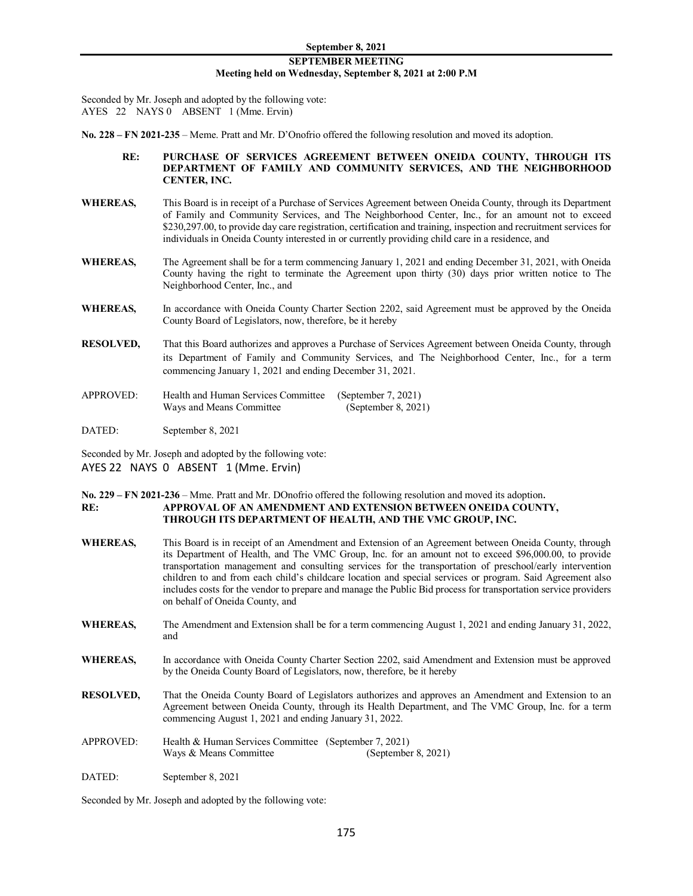Seconded by Mr. Joseph and adopted by the following vote:
AYES 22 NAYS 0 ABSENT 1 (Mme. Ervin)

**No. 228 – FN 2021-235** – Meme. Pratt and Mr. D'Onofrio offered the following resolution and moved its adoption.

**RE: PURCHASE OF SERVICES AGREEMENT BETWEEN ONEIDA COUNTY, THROUGH ITS DEPARTMENT OF FAMILY AND COMMUNITY SERVICES, AND THE NEIGHBORHOOD CENTER, INC.**

**WHEREAS,** This Board is in receipt of a Purchase of Services Agreement between Oneida County, through its Department of Family and Community Services, and The Neighborhood Center, Inc., for an amount not to exceed $230,297.00, to provide day care registration, certification and training, inspection and recruitment services for individuals in Oneida County interested in or currently providing child care in a residence, and

**WHEREAS,** The Agreement shall be for a term commencing January 1, 2021 and ending December 31, 2021, with Oneida County having the right to terminate the Agreement upon thirty (30) days prior written notice to The Neighborhood Center, Inc., and

**WHEREAS,** In accordance with Oneida County Charter Section 2202, said Agreement must be approved by the Oneida County Board of Legislators, now, therefore, be it hereby

**RESOLVED,** That this Board authorizes and approves a Purchase of Services Agreement between Oneida County, through its Department of Family and Community Services, and The Neighborhood Center, Inc., for a term commencing January 1, 2021 and ending December 31, 2021.

APPROVED: Health and Human Services Committee (September 7, 2021)
Ways and Means Committee (September 8, 2021)

DATED: September 8, 2021

Seconded by Mr. Joseph and adopted by the following vote:
AYES 22 NAYS 0 ABSENT 1 (Mme. Ervin)

**No. 229 – FN 2021-236** – Mme. Pratt and Mr. DOnofrio offered the following resolution and moved its adoption.

**RE: APPROVAL OF AN AMENDMENT AND EXTENSION BETWEEN ONEIDA COUNTY, THROUGH ITS DEPARTMENT OF HEALTH, AND THE VMC GROUP, INC.**

**WHEREAS,** This Board is in receipt of an Amendment and Extension of an Agreement between Oneida County, through its Department of Health, and The VMC Group, Inc. for an amount not to exceed $96,000.00, to provide transportation management and consulting services for the transportation of preschool/early intervention children to and from each child's childcare location and special services or program. Said Agreement also includes costs for the vendor to prepare and manage the Public Bid process for transportation service providers on behalf of Oneida County, and

**WHEREAS,** The Amendment and Extension shall be for a term commencing August 1, 2021 and ending January 31, 2022, and

**WHEREAS,** In accordance with Oneida County Charter Section 2202, said Amendment and Extension must be approved by the Oneida County Board of Legislators, now, therefore, be it hereby

**RESOLVED,** That the Oneida County Board of Legislators authorizes and approves an Amendment and Extension to an Agreement between Oneida County, through its Health Department, and The VMC Group, Inc. for a term commencing August 1, 2021 and ending January 31, 2022.

APPROVED: Health & Human Services Committee (September 7, 2021)
Ways & Means Committee (September 8, 2021)

DATED: September 8, 2021

Seconded by Mr. Joseph and adopted by the following vote: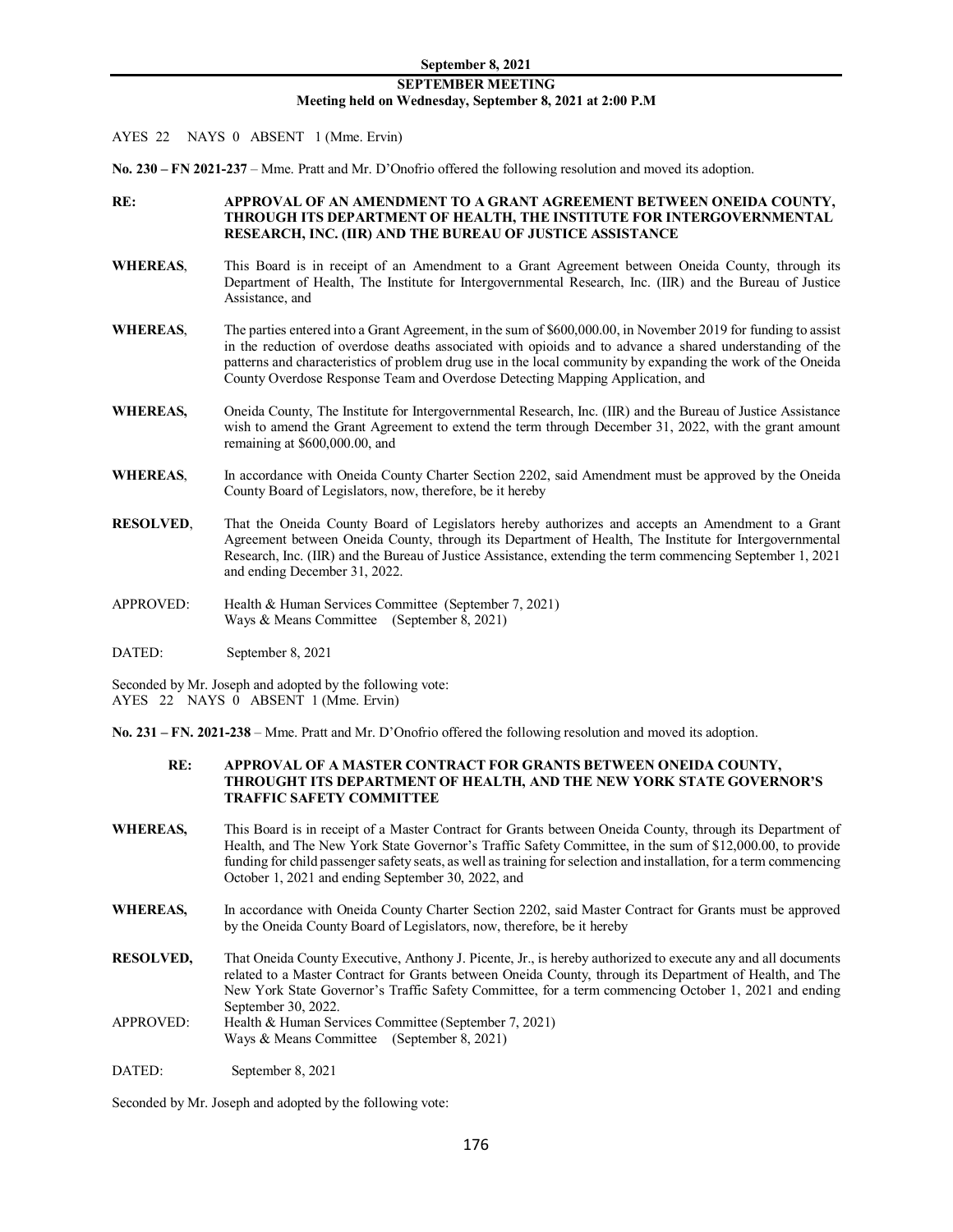**SEPTEMBER MEETING**
**Meeting held on Wednesday, September 8, 2021 at 2:00 P.M**

AYES 22 NAYS 0 ABSENT 1 (Mme. Ervin)

**No. 230 – FN 2021-237** – Mme. Pratt and Mr. D'Onofrio offered the following resolution and moved its adoption.

**RE: APPROVAL OF AN AMENDMENT TO A GRANT AGREEMENT BETWEEN ONEIDA COUNTY, THROUGH ITS DEPARTMENT OF HEALTH, THE INSTITUTE FOR INTERGOVERNMENTAL RESEARCH, INC. (IIR) AND THE BUREAU OF JUSTICE ASSISTANCE**

**WHEREAS**, This Board is in receipt of an Amendment to a Grant Agreement between Oneida County, through its Department of Health, The Institute for Intergovernmental Research, Inc. (IIR) and the Bureau of Justice Assistance, and

**WHEREAS**, The parties entered into a Grant Agreement, in the sum of $600,000.00, in November 2019 for funding to assist in the reduction of overdose deaths associated with opioids and to advance a shared understanding of the patterns and characteristics of problem drug use in the local community by expanding the work of the Oneida County Overdose Response Team and Overdose Detecting Mapping Application, and

**WHEREAS,** Oneida County, The Institute for Intergovernmental Research, Inc. (IIR) and the Bureau of Justice Assistance wish to amend the Grant Agreement to extend the term through December 31, 2022, with the grant amount remaining at $600,000.00, and

**WHEREAS**, In accordance with Oneida County Charter Section 2202, said Amendment must be approved by the Oneida County Board of Legislators, now, therefore, be it hereby

**RESOLVED**, That the Oneida County Board of Legislators hereby authorizes and accepts an Amendment to a Grant Agreement between Oneida County, through its Department of Health, The Institute for Intergovernmental Research, Inc. (IIR) and the Bureau of Justice Assistance, extending the term commencing September 1, 2021 and ending December 31, 2022.

APPROVED: Health & Human Services Committee (September 7, 2021)
Ways & Means Committee (September 8, 2021)

DATED: September 8, 2021

Seconded by Mr. Joseph and adopted by the following vote:
AYES 22 NAYS 0 ABSENT 1 (Mme. Ervin)

**No. 231 – FN. 2021-238** – Mme. Pratt and Mr. D'Onofrio offered the following resolution and moved its adoption.

**RE: APPROVAL OF A MASTER CONTRACT FOR GRANTS BETWEEN ONEIDA COUNTY, THROUGHT ITS DEPARTMENT OF HEALTH, AND THE NEW YORK STATE GOVERNOR'S TRAFFIC SAFETY COMMITTEE**

**WHEREAS,** This Board is in receipt of a Master Contract for Grants between Oneida County, through its Department of Health, and The New York State Governor's Traffic Safety Committee, in the sum of $12,000.00, to provide funding for child passenger safety seats, as well as training for selection and installation, for a term commencing October 1, 2021 and ending September 30, 2022, and

**WHEREAS,** In accordance with Oneida County Charter Section 2202, said Master Contract for Grants must be approved by the Oneida County Board of Legislators, now, therefore, be it hereby

**RESOLVED,** That Oneida County Executive, Anthony J. Picente, Jr., is hereby authorized to execute any and all documents related to a Master Contract for Grants between Oneida County, through its Department of Health, and The New York State Governor's Traffic Safety Committee, for a term commencing October 1, 2021 and ending September 30, 2022.

APPROVED: Health & Human Services Committee (September 7, 2021)
Ways & Means Committee (September 8, 2021)

DATED: September 8, 2021

Seconded by Mr. Joseph and adopted by the following vote: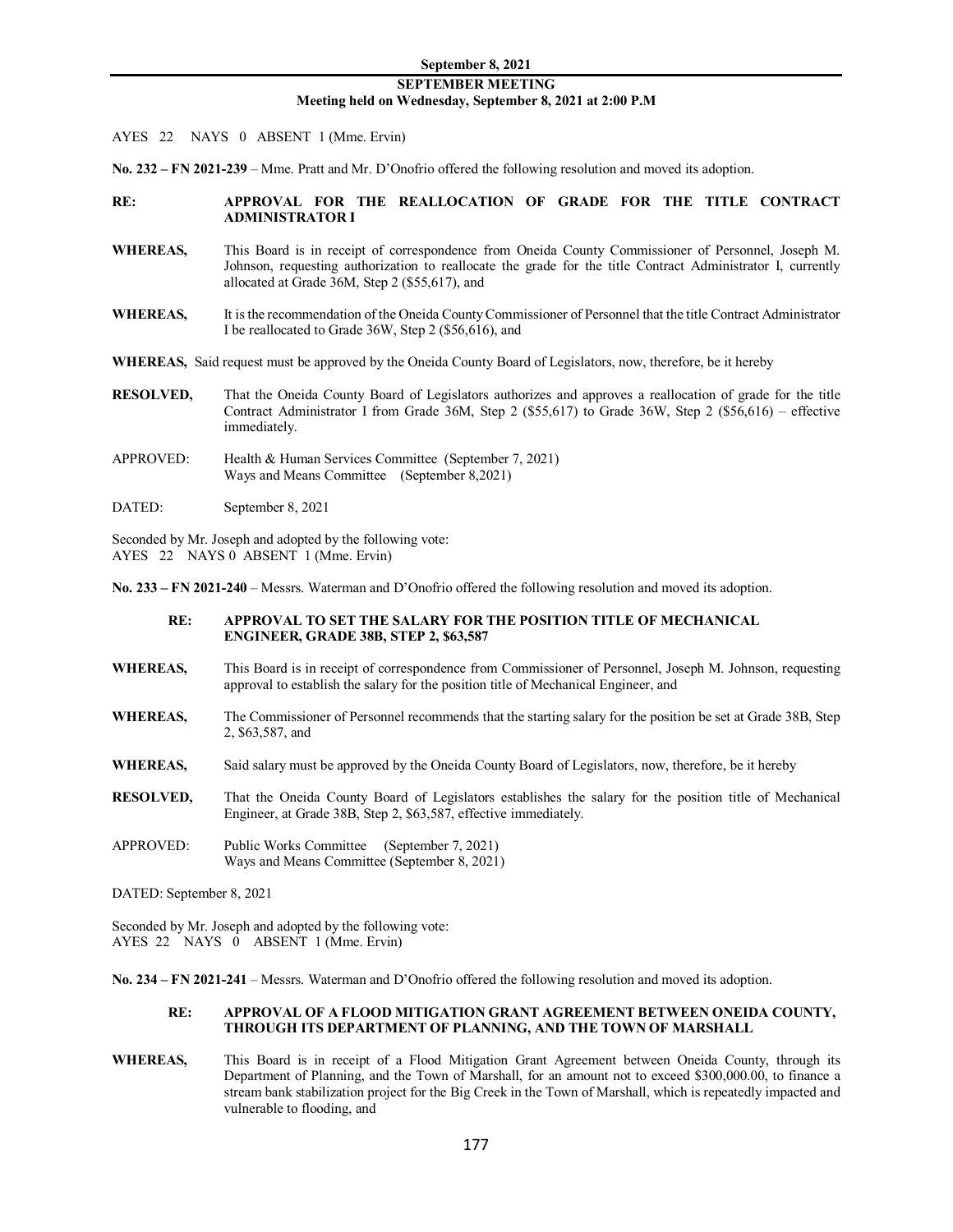**SEPTEMBER MEETING**
**Meeting held on Wednesday, September 8, 2021 at 2:00 P.M**

AYES 22 NAYS 0 ABSENT 1 (Mme. Ervin)

**No. 232 – FN 2021-239** – Mme. Pratt and Mr. D'Onofrio offered the following resolution and moved its adoption.

**RE: APPROVAL FOR THE REALLOCATION OF GRADE FOR THE TITLE CONTRACT ADMINISTRATOR I**

**WHEREAS,** This Board is in receipt of correspondence from Oneida County Commissioner of Personnel, Joseph M. Johnson, requesting authorization to reallocate the grade for the title Contract Administrator I, currently allocated at Grade 36M, Step 2 ($55,617), and

**WHEREAS,** It is the recommendation of the Oneida County Commissioner of Personnel that the title Contract Administrator I be reallocated to Grade 36W, Step 2 ($56,616), and

**WHEREAS,** Said request must be approved by the Oneida County Board of Legislators, now, therefore, be it hereby

**RESOLVED,** That the Oneida County Board of Legislators authorizes and approves a reallocation of grade for the title Contract Administrator I from Grade 36M, Step 2 ($55,617) to Grade 36W, Step 2 ($56,616) – effective immediately.

APPROVED: Health & Human Services Committee (September 7, 2021)
Ways and Means Committee (September 8,2021)

DATED: September 8, 2021

Seconded by Mr. Joseph and adopted by the following vote:
AYES 22 NAYS 0 ABSENT 1 (Mme. Ervin)

**No. 233 – FN 2021-240** – Messrs. Waterman and D'Onofrio offered the following resolution and moved its adoption.

**RE: APPROVAL TO SET THE SALARY FOR THE POSITION TITLE OF MECHANICAL ENGINEER, GRADE 38B, STEP 2, $63,587**

**WHEREAS,** This Board is in receipt of correspondence from Commissioner of Personnel, Joseph M. Johnson, requesting approval to establish the salary for the position title of Mechanical Engineer, and

**WHEREAS,** The Commissioner of Personnel recommends that the starting salary for the position be set at Grade 38B, Step 2, $63,587, and

**WHEREAS,** Said salary must be approved by the Oneida County Board of Legislators, now, therefore, be it hereby

**RESOLVED,** That the Oneida County Board of Legislators establishes the salary for the position title of Mechanical Engineer, at Grade 38B, Step 2, $63,587, effective immediately.

APPROVED: Public Works Committee (September 7, 2021)
Ways and Means Committee (September 8, 2021)

DATED: September 8, 2021

Seconded by Mr. Joseph and adopted by the following vote:
AYES 22 NAYS 0 ABSENT 1 (Mme. Ervin)

**No. 234 – FN 2021-241** – Messrs. Waterman and D'Onofrio offered the following resolution and moved its adoption.

**RE: APPROVAL OF A FLOOD MITIGATION GRANT AGREEMENT BETWEEN ONEIDA COUNTY, THROUGH ITS DEPARTMENT OF PLANNING, AND THE TOWN OF MARSHALL**

**WHEREAS,** This Board is in receipt of a Flood Mitigation Grant Agreement between Oneida County, through its Department of Planning, and the Town of Marshall, for an amount not to exceed $300,000.00, to finance a stream bank stabilization project for the Big Creek in the Town of Marshall, which is repeatedly impacted and vulnerable to flooding, and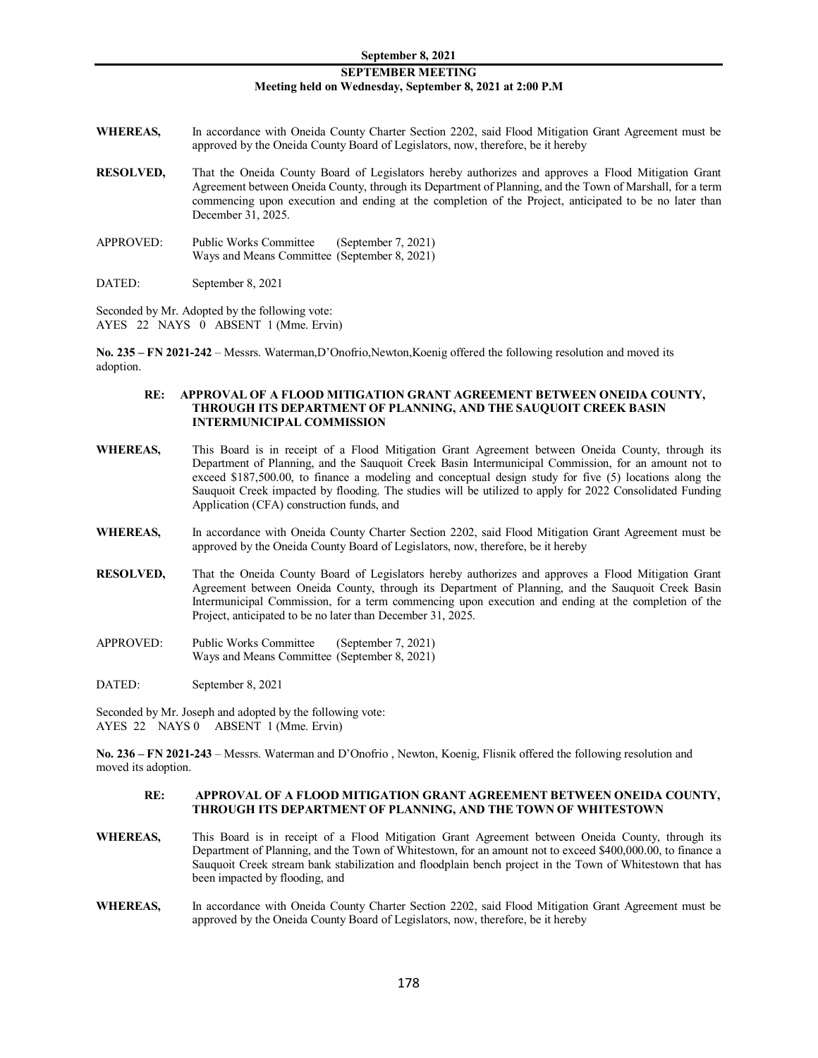**WHEREAS,** In accordance with Oneida County Charter Section 2202, said Flood Mitigation Grant Agreement must be approved by the Oneida County Board of Legislators, now, therefore, be it hereby

**RESOLVED,** That the Oneida County Board of Legislators hereby authorizes and approves a Flood Mitigation Grant Agreement between Oneida County, through its Department of Planning, and the Town of Marshall, for a term commencing upon execution and ending at the completion of the Project, anticipated to be no later than December 31, 2025.

APPROVED: Public Works Committee (September 7, 2021)
Ways and Means Committee (September 8, 2021)

DATED: September 8, 2021

Seconded by Mr. Adopted by the following vote:
AYES 22 NAYS 0 ABSENT 1 (Mme. Ervin)

**No. 235 – FN 2021-242** – Messrs. Waterman,D'Onofrio,Newton,Koenig offered the following resolution and moved its adoption.

**RE: APPROVAL OF A FLOOD MITIGATION GRANT AGREEMENT BETWEEN ONEIDA COUNTY, THROUGH ITS DEPARTMENT OF PLANNING, AND THE SAUQUOIT CREEK BASIN INTERMUNICIPAL COMMISSION**

**WHEREAS,** This Board is in receipt of a Flood Mitigation Grant Agreement between Oneida County, through its Department of Planning, and the Sauquoit Creek Basin Intermunicipal Commission, for an amount not to exceed $187,500.00, to finance a modeling and conceptual design study for five (5) locations along the Sauquoit Creek impacted by flooding. The studies will be utilized to apply for 2022 Consolidated Funding Application (CFA) construction funds, and

**WHEREAS,** In accordance with Oneida County Charter Section 2202, said Flood Mitigation Grant Agreement must be approved by the Oneida County Board of Legislators, now, therefore, be it hereby

**RESOLVED,** That the Oneida County Board of Legislators hereby authorizes and approves a Flood Mitigation Grant Agreement between Oneida County, through its Department of Planning, and the Sauquoit Creek Basin Intermunicipal Commission, for a term commencing upon execution and ending at the completion of the Project, anticipated to be no later than December 31, 2025.

APPROVED: Public Works Committee (September 7, 2021)
Ways and Means Committee (September 8, 2021)

DATED: September 8, 2021

Seconded by Mr. Joseph and adopted by the following vote:
AYES 22 NAYS 0 ABSENT 1 (Mme. Ervin)

**No. 236 – FN 2021-243** – Messrs. Waterman and D'Onofrio , Newton, Koenig, Flisnik offered the following resolution and moved its adoption.

**RE: APPROVAL OF A FLOOD MITIGATION GRANT AGREEMENT BETWEEN ONEIDA COUNTY, THROUGH ITS DEPARTMENT OF PLANNING, AND THE TOWN OF WHITESTOWN**

**WHEREAS,** This Board is in receipt of a Flood Mitigation Grant Agreement between Oneida County, through its Department of Planning, and the Town of Whitestown, for an amount not to exceed $400,000.00, to finance a Sauquoit Creek stream bank stabilization and floodplain bench project in the Town of Whitestown that has been impacted by flooding, and

**WHEREAS,** In accordance with Oneida County Charter Section 2202, said Flood Mitigation Grant Agreement must be approved by the Oneida County Board of Legislators, now, therefore, be it hereby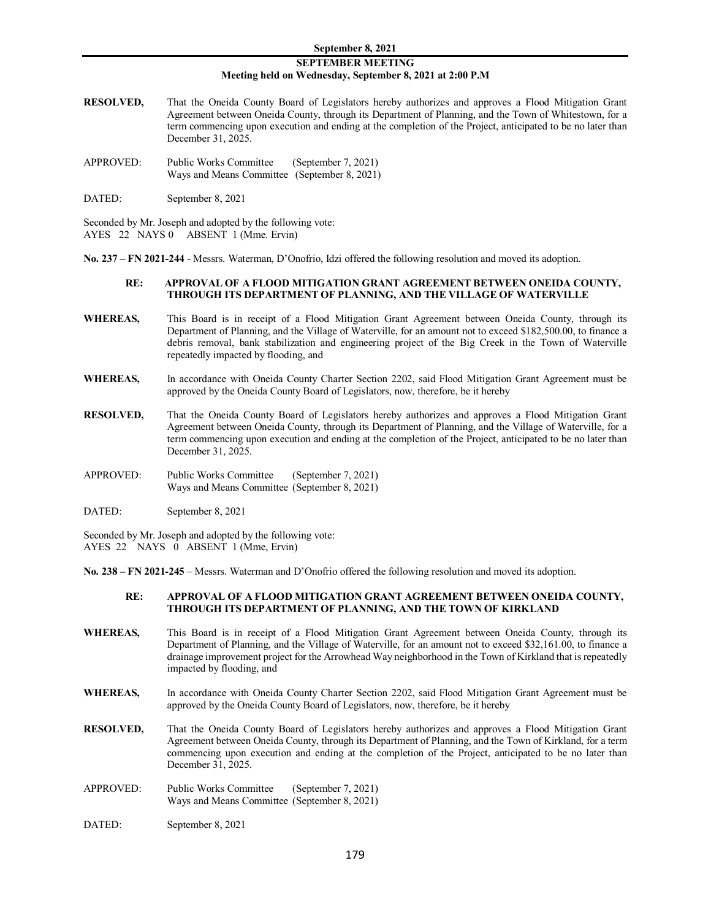**SEPTEMBER MEETING**
**Meeting held on Wednesday, September 8, 2021 at 2:00 P.M**

**RESOLVED,** That the Oneida County Board of Legislators hereby authorizes and approves a Flood Mitigation Grant Agreement between Oneida County, through its Department of Planning, and the Town of Whitestown, for a term commencing upon execution and ending at the completion of the Project, anticipated to be no later than December 31, 2025.

APPROVED: Public Works Committee (September 7, 2021)
Ways and Means Committee (September 8, 2021)

DATED: September 8, 2021

Seconded by Mr. Joseph and adopted by the following vote:
AYES 22 NAYS 0 ABSENT 1 (Mme. Ervin)

**No. 237 – FN 2021-244** - Messrs. Waterman, D'Onofrio, Idzi offered the following resolution and moved its adoption.

**RE: APPROVAL OF A FLOOD MITIGATION GRANT AGREEMENT BETWEEN ONEIDA COUNTY, THROUGH ITS DEPARTMENT OF PLANNING, AND THE VILLAGE OF WATERVILLE**

**WHEREAS,** This Board is in receipt of a Flood Mitigation Grant Agreement between Oneida County, through its Department of Planning, and the Village of Waterville, for an amount not to exceed $182,500.00, to finance a debris removal, bank stabilization and engineering project of the Big Creek in the Town of Waterville repeatedly impacted by flooding, and

**WHEREAS,** In accordance with Oneida County Charter Section 2202, said Flood Mitigation Grant Agreement must be approved by the Oneida County Board of Legislators, now, therefore, be it hereby

**RESOLVED,** That the Oneida County Board of Legislators hereby authorizes and approves a Flood Mitigation Grant Agreement between Oneida County, through its Department of Planning, and the Village of Waterville, for a term commencing upon execution and ending at the completion of the Project, anticipated to be no later than December 31, 2025.

APPROVED: Public Works Committee (September 7, 2021)
Ways and Means Committee (September 8, 2021)

DATED: September 8, 2021

Seconded by Mr. Joseph and adopted by the following vote:
AYES 22 NAYS 0 ABSENT 1 (Mme, Ervin)

**No. 238 – FN 2021-245** – Messrs. Waterman and D'Onofrio offered the following resolution and moved its adoption.

**RE: APPROVAL OF A FLOOD MITIGATION GRANT AGREEMENT BETWEEN ONEIDA COUNTY, THROUGH ITS DEPARTMENT OF PLANNING, AND THE TOWN OF KIRKLAND**

**WHEREAS,** This Board is in receipt of a Flood Mitigation Grant Agreement between Oneida County, through its Department of Planning, and the Village of Waterville, for an amount not to exceed $32,161.00, to finance a drainage improvement project for the Arrowhead Way neighborhood in the Town of Kirkland that is repeatedly impacted by flooding, and

**WHEREAS,** In accordance with Oneida County Charter Section 2202, said Flood Mitigation Grant Agreement must be approved by the Oneida County Board of Legislators, now, therefore, be it hereby

**RESOLVED,** That the Oneida County Board of Legislators hereby authorizes and approves a Flood Mitigation Grant Agreement between Oneida County, through its Department of Planning, and the Town of Kirkland, for a term commencing upon execution and ending at the completion of the Project, anticipated to be no later than December 31, 2025.

APPROVED: Public Works Committee (September 7, 2021)
Ways and Means Committee (September 8, 2021)

DATED: September 8, 2021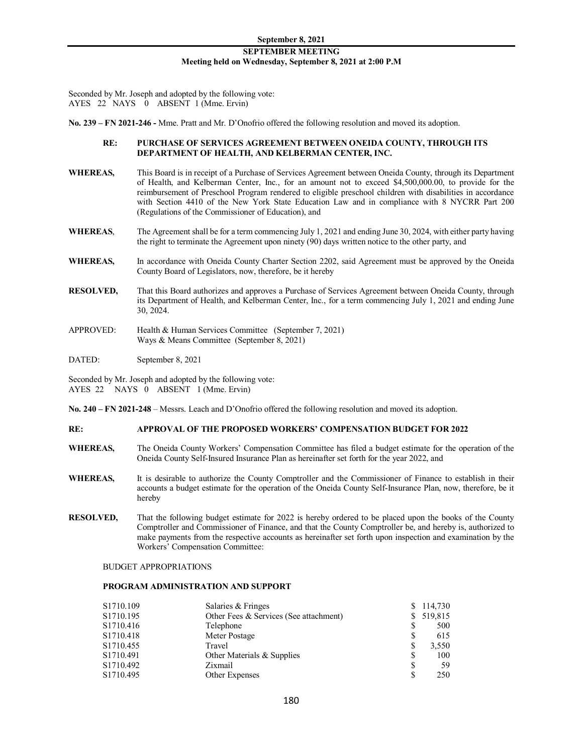Seconded by Mr. Joseph and adopted by the following vote:
AYES 22 NAYS 0 ABSENT 1 (Mme. Ervin)

**No. 239 – FN 2021-246 -** Mme. Pratt and Mr. D'Onofrio offered the following resolution and moved its adoption.

**RE: PURCHASE OF SERVICES AGREEMENT BETWEEN ONEIDA COUNTY, THROUGH ITS DEPARTMENT OF HEALTH, AND KELBERMAN CENTER, INC.**

**WHEREAS,** This Board is in receipt of a Purchase of Services Agreement between Oneida County, through its Department of Health, and Kelberman Center, Inc., for an amount not to exceed $4,500,000.00, to provide for the reimbursement of Preschool Program rendered to eligible preschool children with disabilities in accordance with Section 4410 of the New York State Education Law and in compliance with 8 NYCRR Part 200 (Regulations of the Commissioner of Education), and

**WHEREAS**, The Agreement shall be for a term commencing July 1, 2021 and ending June 30, 2024, with either party having the right to terminate the Agreement upon ninety (90) days written notice to the other party, and

**WHEREAS,** In accordance with Oneida County Charter Section 2202, said Agreement must be approved by the Oneida County Board of Legislators, now, therefore, be it hereby

**RESOLVED,** That this Board authorizes and approves a Purchase of Services Agreement between Oneida County, through its Department of Health, and Kelberman Center, Inc., for a term commencing July 1, 2021 and ending June 30, 2024.

APPROVED: Health & Human Services Committee (September 7, 2021)
Ways & Means Committee (September 8, 2021)

DATED: September 8, 2021

Seconded by Mr. Joseph and adopted by the following vote:
AYES 22 NAYS 0 ABSENT 1 (Mme. Ervin)

**No. 240 – FN 2021-248** – Messrs. Leach and D'Onofrio offered the following resolution and moved its adoption.

**RE: APPROVAL OF THE PROPOSED WORKERS' COMPENSATION BUDGET FOR 2022**

**WHEREAS,** The Oneida County Workers' Compensation Committee has filed a budget estimate for the operation of the Oneida County Self-Insured Insurance Plan as hereinafter set forth for the year 2022, and

**WHEREAS,** It is desirable to authorize the County Comptroller and the Commissioner of Finance to establish in their accounts a budget estimate for the operation of the Oneida County Self-Insurance Plan, now, therefore, be it hereby

**RESOLVED,** That the following budget estimate for 2022 is hereby ordered to be placed upon the books of the County Comptroller and Commissioner of Finance, and that the County Comptroller be, and hereby is, authorized to make payments from the respective accounts as hereinafter set forth upon inspection and examination by the Workers' Compensation Committee:

BUDGET APPROPRIATIONS

**PROGRAM ADMINISTRATION AND SUPPORT**

| | | |
|---|---|---|
| S1710.109 | Salaries & Fringes | $ 114,730 |
| S1710.195 | Other Fees & Services (See attachment) | $ 519,815 |
| S1710.416 | Telephone | $ 500 |
| S1710.418 | Meter Postage | $ 615 |
| S1710.455 | Travel | $ 3,550 |
| S1710.491 | Other Materials & Supplies | $ 100 |
| S1710.492 | Zixmail | $ 59 |
| S1710.495 | Other Expenses | $ 250 |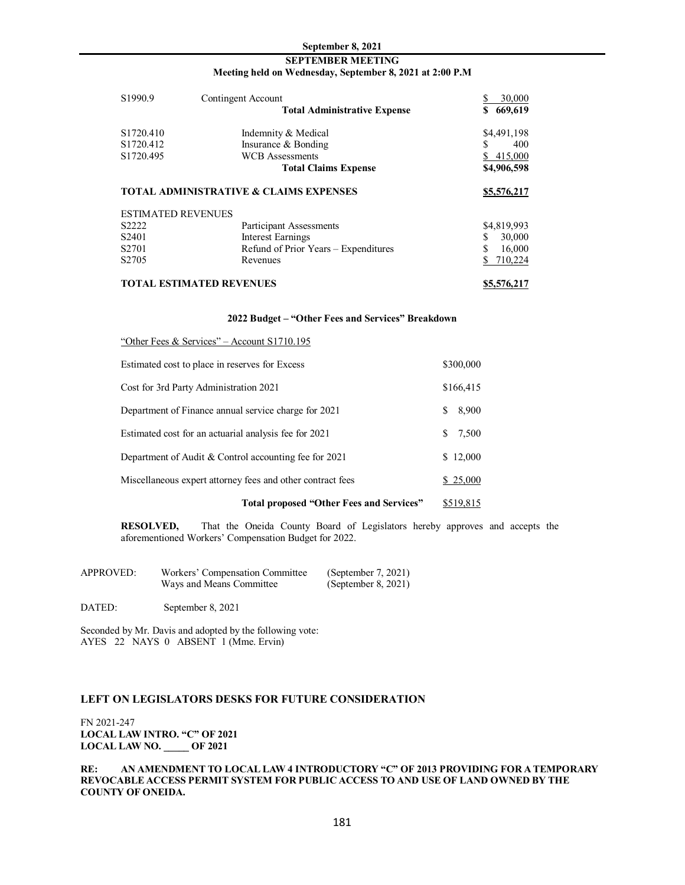| | | |
|---|---|---|
| S1990.9 | Contingent Account | $ 30,000 |
| | **Total Administrative Expense** | **$ 669,619** |
| | | |
| S1720.410 | Indemnity & Medical | $4,491,198 |
| S1720.412 | Insurance & Bonding | $ 400 |
| S1720.495 | WCB Assessments | $ 415,000 |
| | **Total Claims Expense** | **$4,906,598** |
| | | |
| **TOTAL ADMINISTRATIVE & CLAIMS EXPENSES** | | **$5,576,217** |
| | | |
| ESTIMATED REVENUES | | |
| S2222 | Participant Assessments | $4,819,993 |
| S2401 | Interest Earnings | $ 30,000 |
| S2701 | Refund of Prior Years – Expenditures | $ 16,000 |
| S2705 | Revenues | $ 710,224 |
| | | |
| **TOTAL ESTIMATED REVENUES** | | **$5,576,217** |

**2022 Budget – "Other Fees and Services" Breakdown**

"Other Fees & Services" – Account S1710.195

| | |
|---|---|
| Estimated cost to place in reserves for Excess | $300,000 |
| Cost for 3rd Party Administration 2021 | $166,415 |
| Department of Finance annual service charge for 2021 | $ 8,900 |
| Estimated cost for an actuarial analysis fee for 2021 | $ 7,500 |
| Department of Audit & Control accounting fee for 2021 | $ 12,000 |
| Miscellaneous expert attorney fees and other contract fees | $ 25,000 |
| **Total proposed "Other Fees and Services"** | $519,815 |

**RESOLVED,** That the Oneida County Board of Legislators hereby approves and accepts the aforementioned Workers' Compensation Budget for 2022.

| | | |
|---|---|---|
| APPROVED: | Workers' Compensation Committee | (September 7, 2021) |
| | Ways and Means Committee | (September 8, 2021) |

DATED: September 8, 2021

Seconded by Mr. Davis and adopted by the following vote:
AYES 22 NAYS 0 ABSENT 1 (Mme. Ervin)

### LEFT ON LEGISLATORS DESKS FOR FUTURE CONSIDERATION

FN 2021-247
**LOCAL LAW INTRO. "C" OF 2021**
**LOCAL LAW NO. _____ OF 2021**

**RE: AN AMENDMENT TO LOCAL LAW 4 INTRODUCTORY "C" OF 2013 PROVIDING FOR A TEMPORARY REVOCABLE ACCESS PERMIT SYSTEM FOR PUBLIC ACCESS TO AND USE OF LAND OWNED BY THE COUNTY OF ONEIDA.**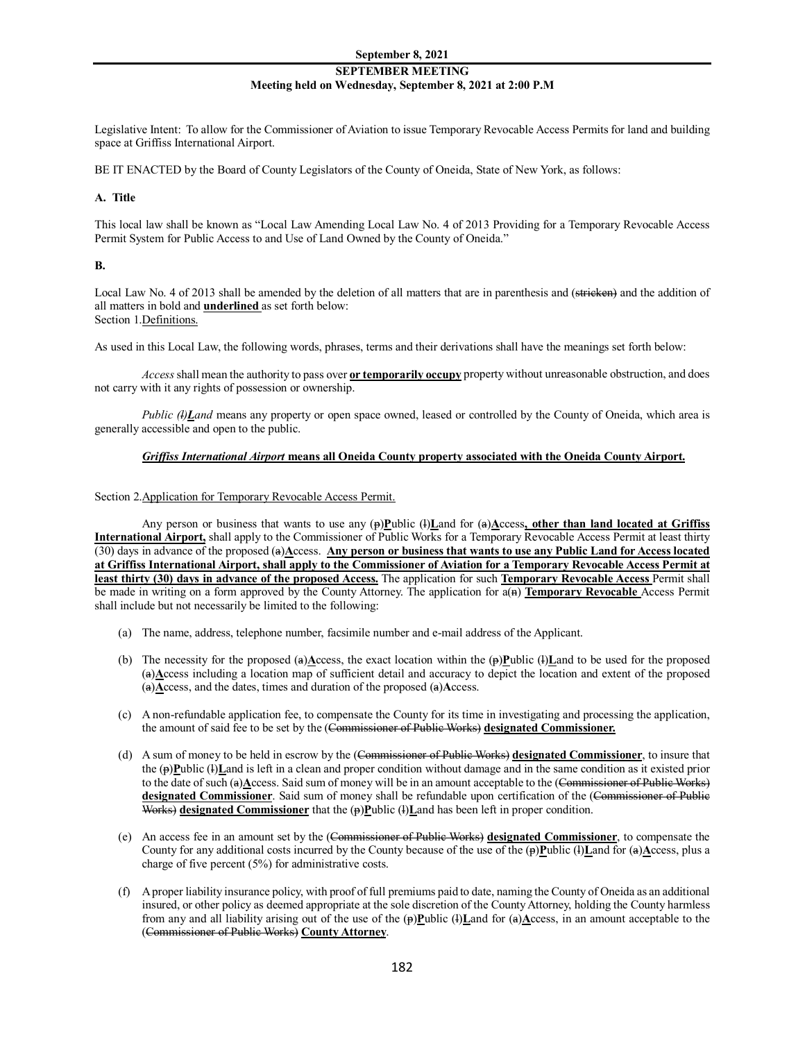Legislative Intent: To allow for the Commissioner of Aviation to issue Temporary Revocable Access Permits for land and building space at Griffiss International Airport.

BE IT ENACTED by the Board of County Legislators of the County of Oneida, State of New York, as follows:

**A. Title**

This local law shall be known as "Local Law Amending Local Law No. 4 of 2013 Providing for a Temporary Revocable Access Permit System for Public Access to and Use of Land Owned by the County of Oneida."

**B.**

Local Law No. 4 of 2013 shall be amended by the deletion of all matters that are in parenthesis and (~~stricken~~) and the addition of all matters in bold and **underlined** as set forth below:

Section 1. Definitions.

As used in this Local Law, the following words, phrases, terms and their derivations shall have the meanings set forth below:

*Access* shall mean the authority to pass over **or temporarily occupy** property without unreasonable obstruction, and does not carry with it any rights of possession or ownership.

*Public (~~l~~)**L**and* means any property or open space owned, leased or controlled by the County of Oneida, which area is generally accessible and open to the public.

***Griffiss International Airport*** **means all Oneida County property associated with the Oneida County Airport.**

Section 2. Application for Temporary Revocable Access Permit.

Any person or business that wants to use any (~~p~~)**P**ublic (~~l~~)**L**and for (~~a~~)**A**ccess**, other than land located at Griffiss International Airport,** shall apply to the Commissioner of Public Works for a Temporary Revocable Access Permit at least thirty (30) days in advance of the proposed (~~a~~)**A**ccess. **Any person or business that wants to use any Public Land for Access located at Griffiss International Airport, shall apply to the Commissioner of Aviation for a Temporary Revocable Access Permit at least thirty (30) days in advance of the proposed Access.** The application for such **Temporary Revocable Access** Permit shall be made in writing on a form approved by the County Attorney. The application for a(~~n~~) **Temporary Revocable** Access Permit shall include but not necessarily be limited to the following:

(a) The name, address, telephone number, facsimile number and e-mail address of the Applicant.

(b) The necessity for the proposed (~~a~~)**A**ccess, the exact location within the (~~p~~)**P**ublic (~~l~~)**L**and to be used for the proposed (~~a~~)**A**ccess including a location map of sufficient detail and accuracy to depict the location and extent of the proposed (~~a~~)**A**ccess, and the dates, times and duration of the proposed (~~a~~)**A**ccess.

(c) A non-refundable application fee, to compensate the County for its time in investigating and processing the application, the amount of said fee to be set by the (~~Commissioner of Public Works~~) **designated Commissioner.**

(d) A sum of money to be held in escrow by the (~~Commissioner of Public Works~~) **designated Commissioner**, to insure that the (~~p~~)**P**ublic (~~l~~)**L**and is left in a clean and proper condition without damage and in the same condition as it existed prior to the date of such (~~a~~)**A**ccess. Said sum of money will be in an amount acceptable to the (~~Commissioner of Public Works~~) **designated Commissioner**. Said sum of money shall be refundable upon certification of the (~~Commissioner of Public Works~~) **designated Commissioner** that the (~~p~~)**P**ublic (~~l~~)**L**and has been left in proper condition.

(e) An access fee in an amount set by the (~~Commissioner of Public Works~~) **designated Commissioner**, to compensate the County for any additional costs incurred by the County because of the use of the (~~p~~)**P**ublic (~~l~~)**L**and for (~~a~~)**A**ccess, plus a charge of five percent (5%) for administrative costs.

(f) A proper liability insurance policy, with proof of full premiums paid to date, naming the County of Oneida as an additional insured, or other policy as deemed appropriate at the sole discretion of the County Attorney, holding the County harmless from any and all liability arising out of the use of the (~~p~~)**P**ublic (~~l~~)**L**and for (~~a~~)**A**ccess, in an amount acceptable to the (~~Commissioner of Public Works~~) **County Attorney**.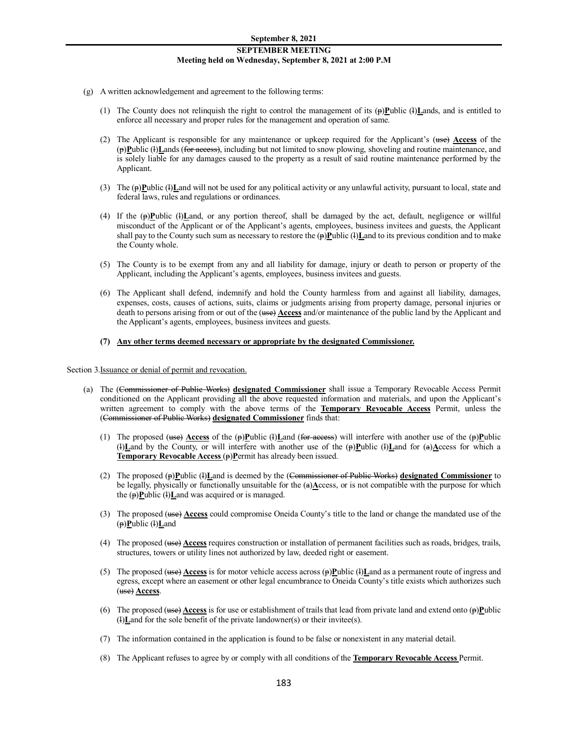(g) A written acknowledgement and agreement to the following terms:

(1) The County does not relinquish the right to control the management of its (~~p~~)**P**ublic (~~l~~)**L**ands, and is entitled to enforce all necessary and proper rules for the management and operation of same.

(2) The Applicant is responsible for any maintenance or upkeep required for the Applicant's (~~use~~) **Access** of the (~~p~~)**P**ublic (~~l~~)**L**ands (~~for access~~), including but not limited to snow plowing, shoveling and routine maintenance, and is solely liable for any damages caused to the property as a result of said routine maintenance performed by the Applicant.

(3) The (~~p~~)**P**ublic (~~l~~)**L**and will not be used for any political activity or any unlawful activity, pursuant to local, state and federal laws, rules and regulations or ordinances.

(4) If the (~~p~~)**P**ublic (~~l~~)**L**and, or any portion thereof, shall be damaged by the act, default, negligence or willful misconduct of the Applicant or of the Applicant's agents, employees, business invitees and guests, the Applicant shall pay to the County such sum as necessary to restore the (~~p~~)**P**ublic (~~l~~)**L**and to its previous condition and to make the County whole.

(5) The County is to be exempt from any and all liability for damage, injury or death to person or property of the Applicant, including the Applicant's agents, employees, business invitees and guests.

(6) The Applicant shall defend, indemnify and hold the County harmless from and against all liability, damages, expenses, costs, causes of actions, suits, claims or judgments arising from property damage, personal injuries or death to persons arising from or out of the (~~use~~) **Access** and/or maintenance of the public land by the Applicant and the Applicant's agents, employees, business invitees and guests.

**(7) Any other terms deemed necessary or appropriate by the designated Commissioner.**

Section 3. Issuance or denial of permit and revocation.

(a) The (~~Commissioner of Public Works~~) **designated Commissioner** shall issue a Temporary Revocable Access Permit conditioned on the Applicant providing all the above requested information and materials, and upon the Applicant's written agreement to comply with the above terms of the **Temporary Revocable Access** Permit, unless the (~~Commissioner of Public Works~~) **designated Commissioner** finds that:

(1) The proposed (~~use~~) **Access** of the (~~p~~)**P**ublic (~~l~~)**L**and (~~for access~~) will interfere with another use of the (~~p~~)**P**ublic (~~l~~)**L**and by the County, or will interfere with another use of the (~~p~~)**P**ublic (~~l~~)**L**and for (~~a~~)**A**ccess for which a **Temporary Revocable Access** (~~p~~)**P**ermit has already been issued.

(2) The proposed (~~p~~)**P**ublic (~~l~~)**L**and is deemed by the (~~Commissioner of Public Works~~) **designated Commissioner** to be legally, physically or functionally unsuitable for the (~~a~~)**A**ccess, or is not compatible with the purpose for which the (~~p~~)**P**ublic (~~l~~)**L**and was acquired or is managed.

(3) The proposed (~~use~~) **Access** could compromise Oneida County's title to the land or change the mandated use of the (~~p~~)**P**ublic (~~l~~)**L**and

(4) The proposed (~~use~~) **Access** requires construction or installation of permanent facilities such as roads, bridges, trails, structures, towers or utility lines not authorized by law, deeded right or easement.

(5) The proposed (~~use~~) **Access** is for motor vehicle access across (~~p~~)**P**ublic (~~l~~)**L**and as a permanent route of ingress and egress, except where an easement or other legal encumbrance to Oneida County's title exists which authorizes such (~~use~~) **Access**.

(6) The proposed (~~use~~) **Access** is for use or establishment of trails that lead from private land and extend onto (~~p~~)**P**ublic (~~l~~)**L**and for the sole benefit of the private landowner(s) or their invitee(s).

(7) The information contained in the application is found to be false or nonexistent in any material detail.

(8) The Applicant refuses to agree by or comply with all conditions of the **Temporary Revocable Access** Permit.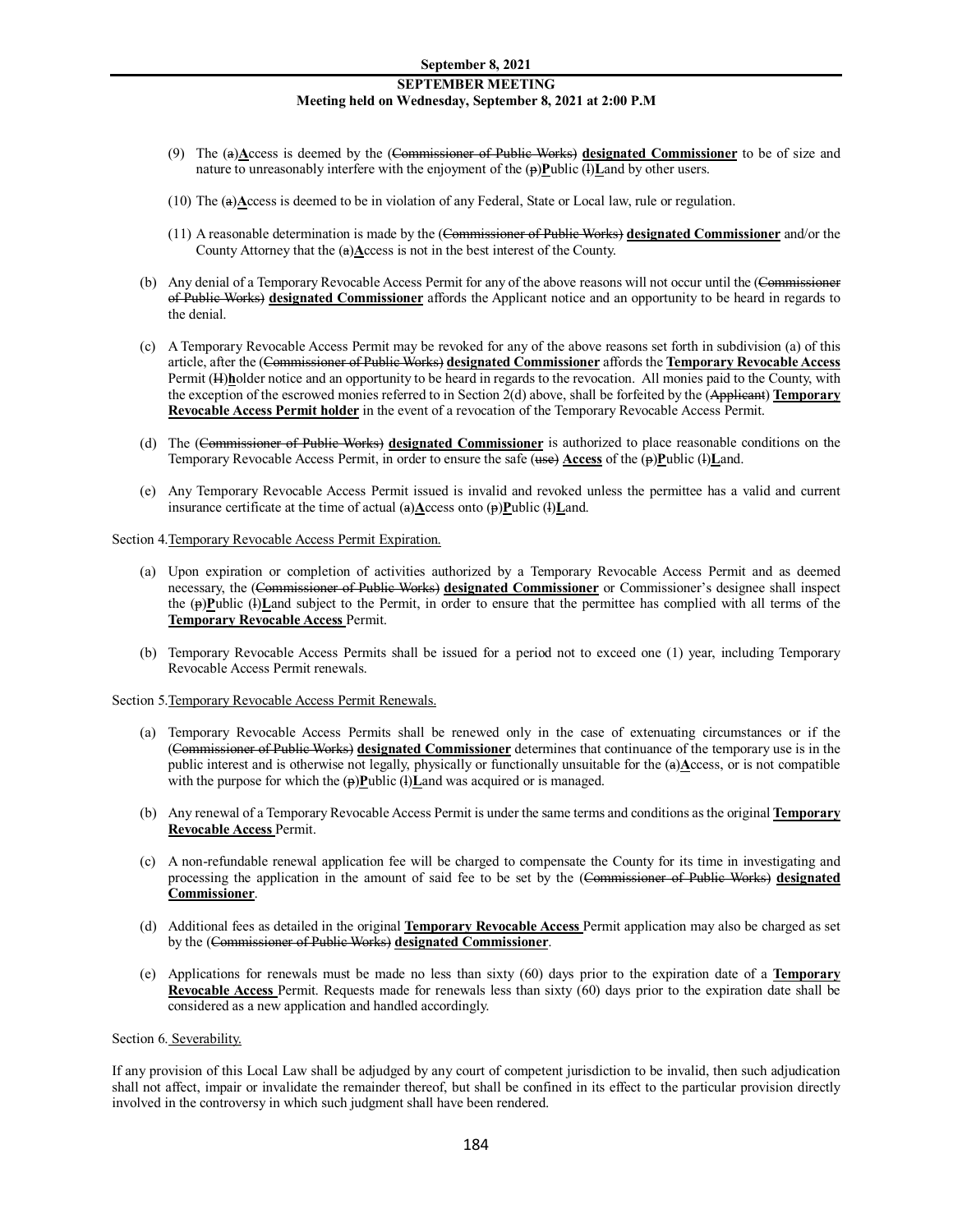(9) The (a)**Access** is deemed by the (~~Commissioner of Public Works~~) **designated Commissioner** to be of size and nature to unreasonably interfere with the enjoyment of the (p)**Public** (l)**Land** by other users.

(10) The (a)**Access** is deemed to be in violation of any Federal, State or Local law, rule or regulation.

(11) A reasonable determination is made by the (~~Commissioner of Public Works~~) **designated Commissioner** and/or the County Attorney that the (a)**Access** is not in the best interest of the County.

(b) Any denial of a Temporary Revocable Access Permit for any of the above reasons will not occur until the (~~Commissioner of Public Works~~) **designated Commissioner** affords the Applicant notice and an opportunity to be heard in regards to the denial.

(c) A Temporary Revocable Access Permit may be revoked for any of the above reasons set forth in subdivision (a) of this article, after the (~~Commissioner of Public Works~~) **designated Commissioner** affords the **Temporary Revocable Access** Permit (H)**holder** notice and an opportunity to be heard in regards to the revocation. All monies paid to the County, with the exception of the escrowed monies referred to in Section 2(d) above, shall be forfeited by the (~~Applicant~~) **Temporary Revocable Access Permit holder** in the event of a revocation of the Temporary Revocable Access Permit.

(d) The (~~Commissioner of Public Works~~) **designated Commissioner** is authorized to place reasonable conditions on the Temporary Revocable Access Permit, in order to ensure the safe (~~use~~) **Access** of the (p)**Public** (l)**Land**.

(e) Any Temporary Revocable Access Permit issued is invalid and revoked unless the permittee has a valid and current insurance certificate at the time of actual (a)**Access** onto (p)**Public** (l)**Land**.

Section 4. Temporary Revocable Access Permit Expiration.

(a) Upon expiration or completion of activities authorized by a Temporary Revocable Access Permit and as deemed necessary, the (~~Commissioner of Public Works~~) **designated Commissioner** or Commissioner's designee shall inspect the (p)**Public** (l)**Land** subject to the Permit, in order to ensure that the permittee has complied with all terms of the **Temporary Revocable Access** Permit.

(b) Temporary Revocable Access Permits shall be issued for a period not to exceed one (1) year, including Temporary Revocable Access Permit renewals.

Section 5. Temporary Revocable Access Permit Renewals.

(a) Temporary Revocable Access Permits shall be renewed only in the case of extenuating circumstances or if the (~~Commissioner of Public Works~~) **designated Commissioner** determines that continuance of the temporary use is in the public interest and is otherwise not legally, physically or functionally unsuitable for the (a)**Access**, or is not compatible with the purpose for which the (p)**Public** (l)**Land** was acquired or is managed.

(b) Any renewal of a Temporary Revocable Access Permit is under the same terms and conditions as the original **Temporary Revocable Access** Permit.

(c) A non-refundable renewal application fee will be charged to compensate the County for its time in investigating and processing the application in the amount of said fee to be set by the (~~Commissioner of Public Works~~) **designated Commissioner**.

(d) Additional fees as detailed in the original **Temporary Revocable Access** Permit application may also be charged as set by the (~~Commissioner of Public Works~~) **designated Commissioner**.

(e) Applications for renewals must be made no less than sixty (60) days prior to the expiration date of a **Temporary Revocable Access** Permit. Requests made for renewals less than sixty (60) days prior to the expiration date shall be considered as a new application and handled accordingly.

Section 6. Severability.

If any provision of this Local Law shall be adjudged by any court of competent jurisdiction to be invalid, then such adjudication shall not affect, impair or invalidate the remainder thereof, but shall be confined in its effect to the particular provision directly involved in the controversy in which such judgment shall have been rendered.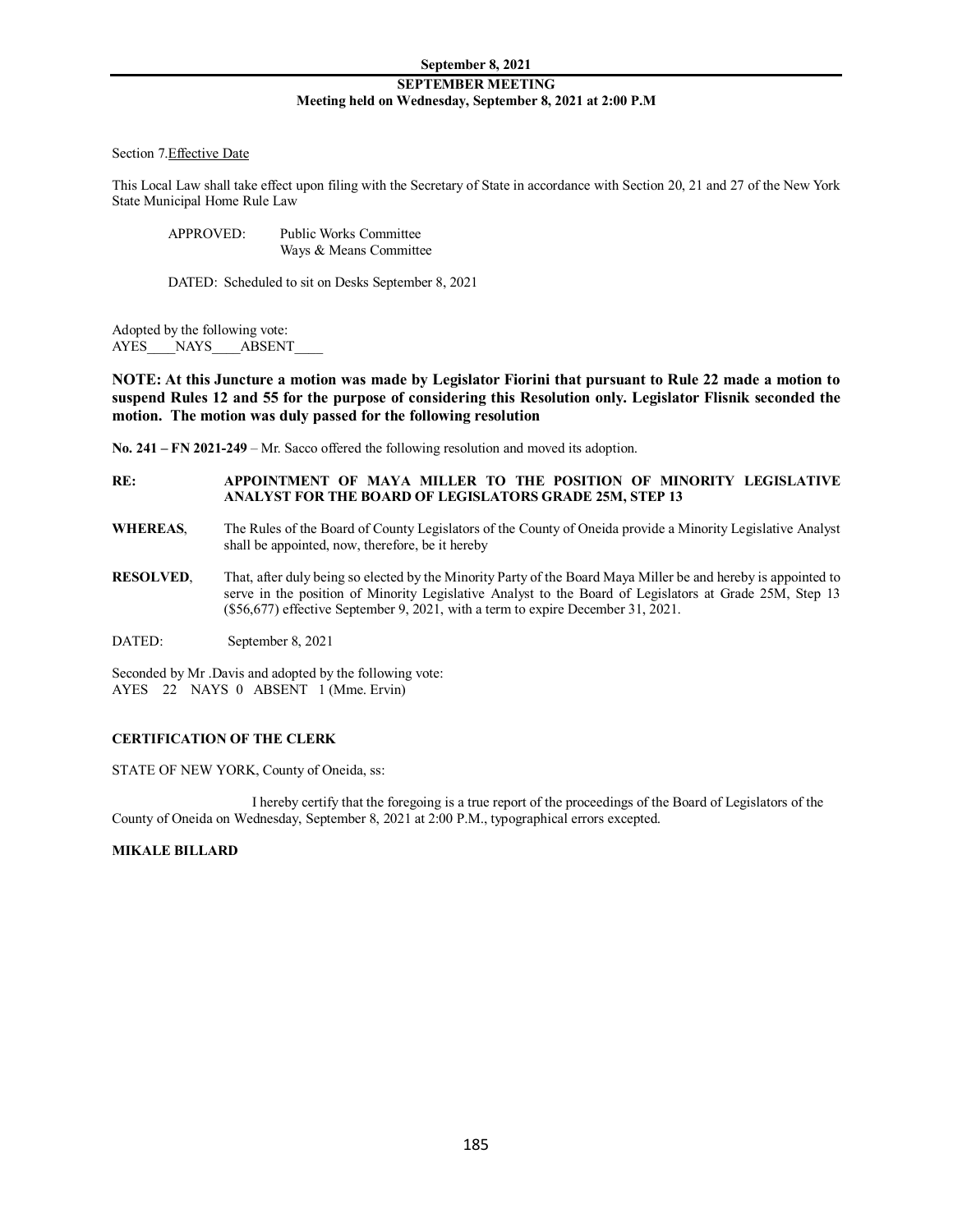Section 7.Effective Date

This Local Law shall take effect upon filing with the Secretary of State in accordance with Section 20, 21 and 27 of the New York State Municipal Home Rule Law

APPROVED: Public Works Committee
Ways & Means Committee

DATED: Scheduled to sit on Desks September 8, 2021

Adopted by the following vote:
AYES____NAYS____ABSENT____

**NOTE: At this Juncture a motion was made by Legislator Fiorini that pursuant to Rule 22 made a motion to suspend Rules 12 and 55 for the purpose of considering this Resolution only. Legislator Flisnik seconded the motion. The motion was duly passed for the following resolution**

**No. 241 – FN 2021-249** – Mr. Sacco offered the following resolution and moved its adoption.

**RE:** **APPOINTMENT OF MAYA MILLER TO THE POSITION OF MINORITY LEGISLATIVE ANALYST FOR THE BOARD OF LEGISLATORS GRADE 25M, STEP 13**

**WHEREAS**, The Rules of the Board of County Legislators of the County of Oneida provide a Minority Legislative Analyst shall be appointed, now, therefore, be it hereby

**RESOLVED**, That, after duly being so elected by the Minority Party of the Board Maya Miller be and hereby is appointed to serve in the position of Minority Legislative Analyst to the Board of Legislators at Grade 25M, Step 13 ($56,677) effective September 9, 2021, with a term to expire December 31, 2021.

DATED: September 8, 2021

Seconded by Mr .Davis and adopted by the following vote:
AYES 22 NAYS 0 ABSENT 1 (Mme. Ervin)

**CERTIFICATION OF THE CLERK**

STATE OF NEW YORK, County of Oneida, ss:

I hereby certify that the foregoing is a true report of the proceedings of the Board of Legislators of the County of Oneida on Wednesday, September 8, 2021 at 2:00 P.M., typographical errors excepted.

**MIKALE BILLARD**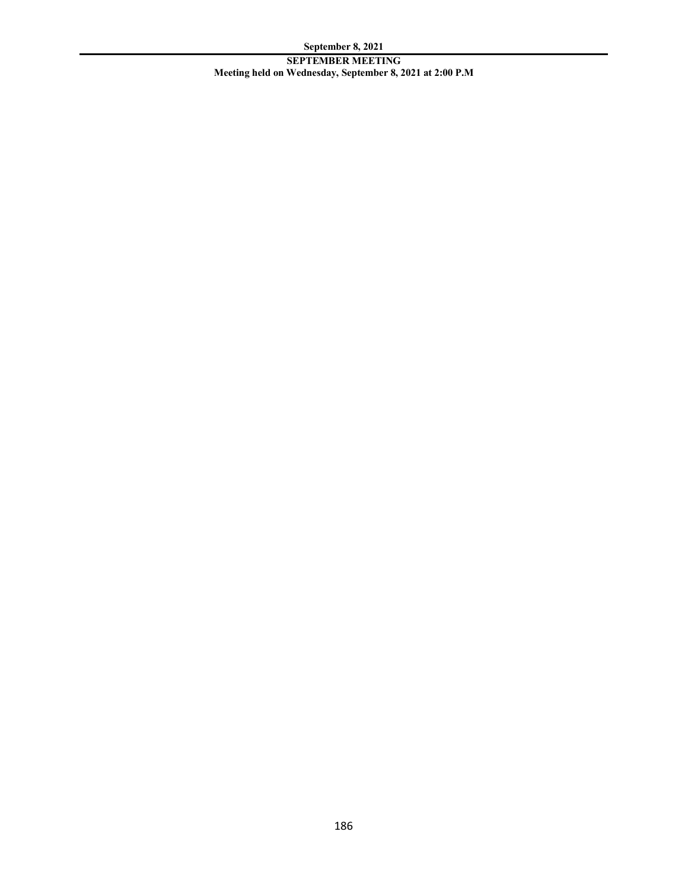**September 8, 2021**

**SEPTEMBER MEETING**

**Meeting held on Wednesday, September 8, 2021 at 2:00 P.M**